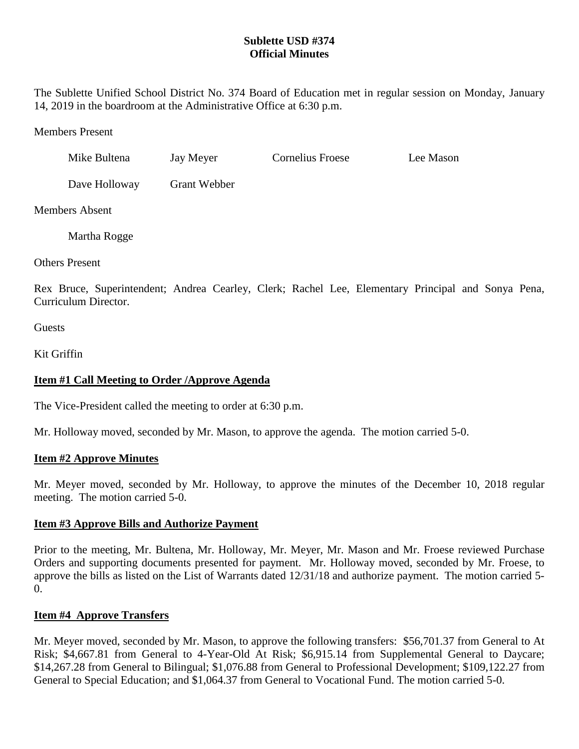**Sublette USD #374**
**Official Minutes**

The Sublette Unified School District No. 374 Board of Education met in regular session on Monday, January 14, 2019 in the boardroom at the Administrative Office at 6:30 p.m.

Members Present

Mike Bultena    Jay Meyer    Cornelius Froese    Lee Mason

Dave Holloway    Grant Webber

Members Absent

Martha Rogge

Others Present

Rex Bruce, Superintendent; Andrea Cearley, Clerk; Rachel Lee, Elementary Principal and Sonya Pena, Curriculum Director.

Guests

Kit Griffin

**Item #1 Call Meeting to Order /Approve Agenda**

The Vice-President called the meeting to order at 6:30 p.m.

Mr. Holloway moved, seconded by Mr. Mason, to approve the agenda. The motion carried 5-0.

**Item #2 Approve Minutes**

Mr. Meyer moved, seconded by Mr. Holloway, to approve the minutes of the December 10, 2018 regular meeting. The motion carried 5-0.

**Item #3 Approve Bills and Authorize Payment**

Prior to the meeting, Mr. Bultena, Mr. Holloway, Mr. Meyer, Mr. Mason and Mr. Froese reviewed Purchase Orders and supporting documents presented for payment. Mr. Holloway moved, seconded by Mr. Froese, to approve the bills as listed on the List of Warrants dated 12/31/18 and authorize payment. The motion carried 5-0.

**Item #4 Approve Transfers**

Mr. Meyer moved, seconded by Mr. Mason, to approve the following transfers: $56,701.37 from General to At Risk; $4,667.81 from General to 4-Year-Old At Risk; $6,915.14 from Supplemental General to Daycare; $14,267.28 from General to Bilingual; $1,076.88 from General to Professional Development; $109,122.27 from General to Special Education; and $1,064.37 from General to Vocational Fund. The motion carried 5-0.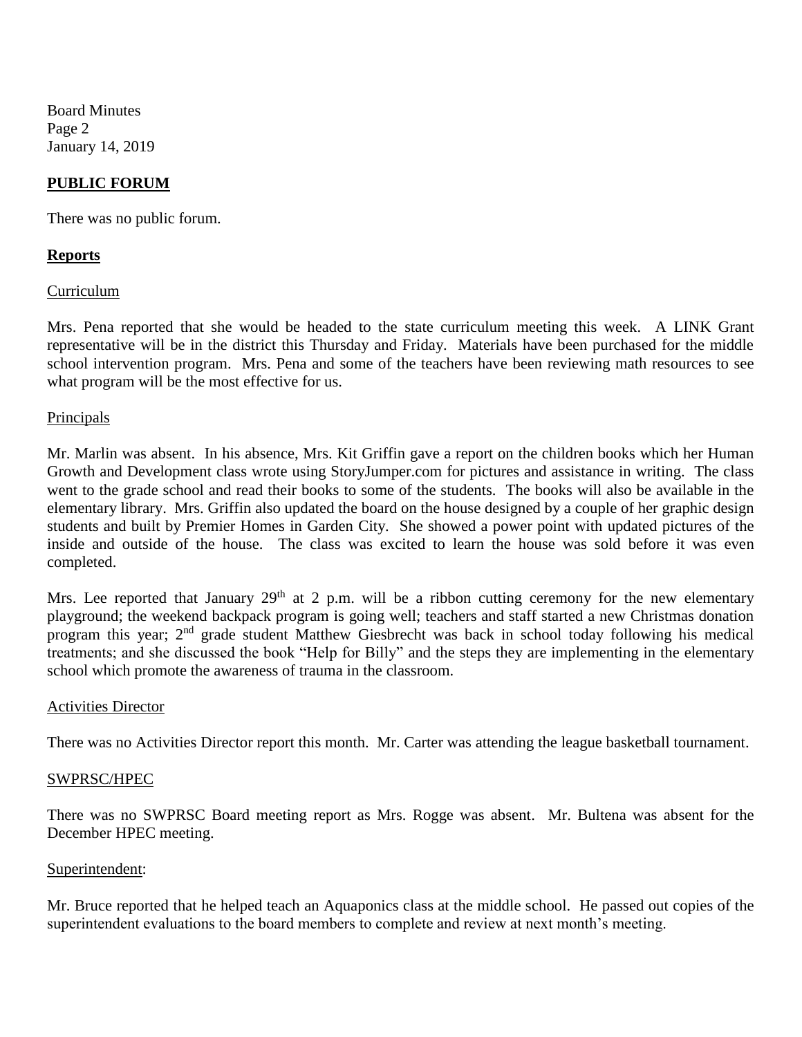## PUBLIC FORUM

There was no public forum.

## Reports

### Curriculum

Mrs. Pena reported that she would be headed to the state curriculum meeting this week. A LINK Grant representative will be in the district this Thursday and Friday. Materials have been purchased for the middle school intervention program. Mrs. Pena and some of the teachers have been reviewing math resources to see what program will be the most effective for us.

### Principals

Mr. Marlin was absent. In his absence, Mrs. Kit Griffin gave a report on the children books which her Human Growth and Development class wrote using StoryJumper.com for pictures and assistance in writing. The class went to the grade school and read their books to some of the students. The books will also be available in the elementary library. Mrs. Griffin also updated the board on the house designed by a couple of her graphic design students and built by Premier Homes in Garden City. She showed a power point with updated pictures of the inside and outside of the house. The class was excited to learn the house was sold before it was even completed.

Mrs. Lee reported that January 29th at 2 p.m. will be a ribbon cutting ceremony for the new elementary playground; the weekend backpack program is going well; teachers and staff started a new Christmas donation program this year; 2nd grade student Matthew Giesbrecht was back in school today following his medical treatments; and she discussed the book "Help for Billy" and the steps they are implementing in the elementary school which promote the awareness of trauma in the classroom.

### Activities Director

There was no Activities Director report this month. Mr. Carter was attending the league basketball tournament.

### SWPRSC/HPEC

There was no SWPRSC Board meeting report as Mrs. Rogge was absent. Mr. Bultena was absent for the December HPEC meeting.

### Superintendent:

Mr. Bruce reported that he helped teach an Aquaponics class at the middle school. He passed out copies of the superintendent evaluations to the board members to complete and review at next month's meeting.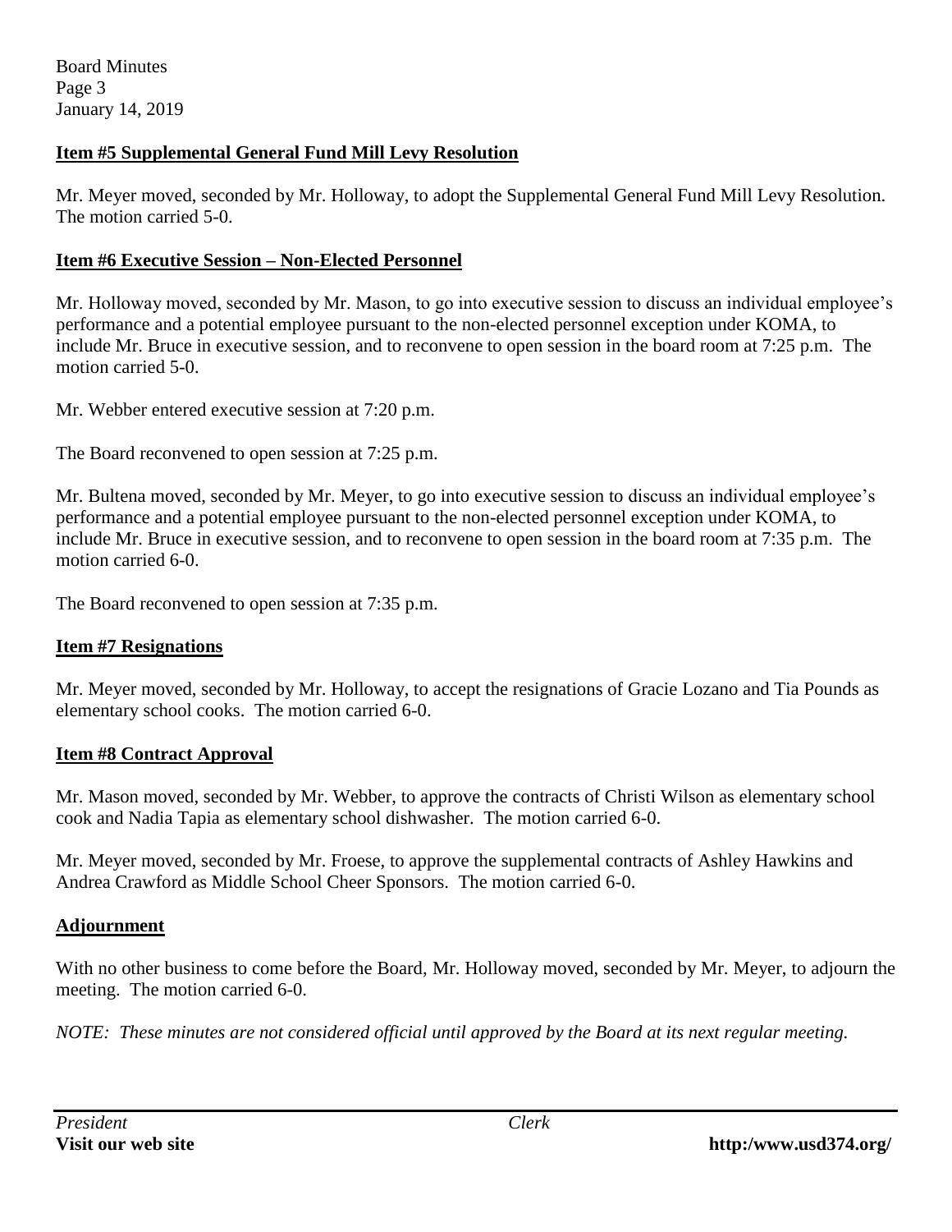## Item #5 Supplemental General Fund Mill Levy Resolution

Mr. Meyer moved, seconded by Mr. Holloway, to adopt the Supplemental General Fund Mill Levy Resolution. The motion carried 5-0.

## Item #6 Executive Session – Non-Elected Personnel

Mr. Holloway moved, seconded by Mr. Mason, to go into executive session to discuss an individual employee's performance and a potential employee pursuant to the non-elected personnel exception under KOMA, to include Mr. Bruce in executive session, and to reconvene to open session in the board room at 7:25 p.m. The motion carried 5-0.

Mr. Webber entered executive session at 7:20 p.m.

The Board reconvened to open session at 7:25 p.m.

Mr. Bultena moved, seconded by Mr. Meyer, to go into executive session to discuss an individual employee's performance and a potential employee pursuant to the non-elected personnel exception under KOMA, to include Mr. Bruce in executive session, and to reconvene to open session in the board room at 7:35 p.m. The motion carried 6-0.

The Board reconvened to open session at 7:35 p.m.

## Item #7 Resignations

Mr. Meyer moved, seconded by Mr. Holloway, to accept the resignations of Gracie Lozano and Tia Pounds as elementary school cooks. The motion carried 6-0.

## Item #8 Contract Approval

Mr. Mason moved, seconded by Mr. Webber, to approve the contracts of Christi Wilson as elementary school cook and Nadia Tapia as elementary school dishwasher. The motion carried 6-0.

Mr. Meyer moved, seconded by Mr. Froese, to approve the supplemental contracts of Ashley Hawkins and Andrea Crawford as Middle School Cheer Sponsors. The motion carried 6-0.

## Adjournment

With no other business to come before the Board, Mr. Holloway moved, seconded by Mr. Meyer, to adjourn the meeting. The motion carried 6-0.

*NOTE: These minutes are not considered official until approved by the Board at its next regular meeting.*

*President* *Clerk*

**Visit our web site** **http:/www.usd374.org/**